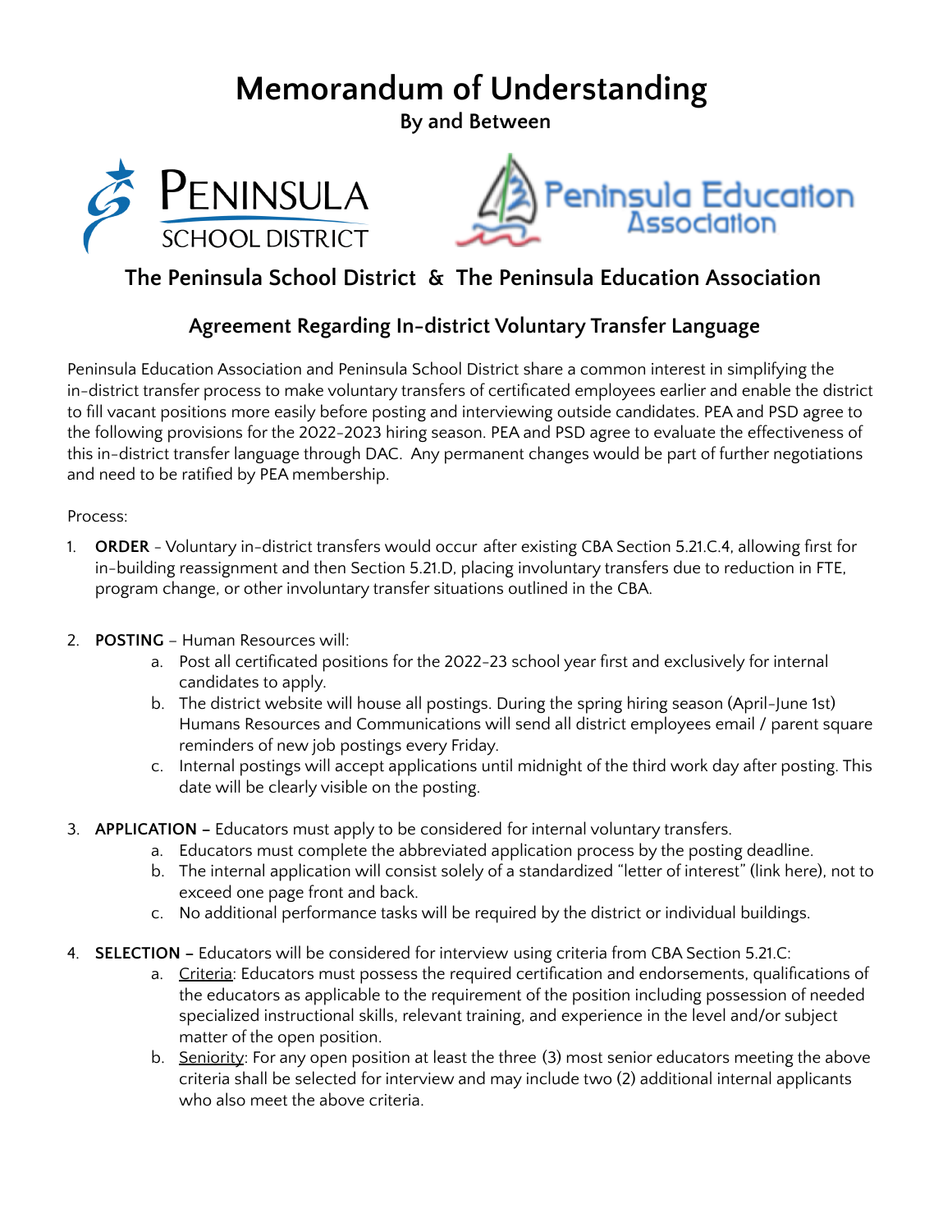# Memorandum of Understanding

**By and Between**

PENINSULA SCHOOL DISTRICT

Peninsula Education Association

## The Peninsula School District & The Peninsula Education Association

### Agreement Regarding In-district Voluntary Transfer Language

Peninsula Education Association and Peninsula School District share a common interest in simplifying the in-district transfer process to make voluntary transfers of certificated employees earlier and enable the district to fill vacant positions more easily before posting and interviewing outside candidates. PEA and PSD agree to the following provisions for the 2022-2023 hiring season. PEA and PSD agree to evaluate the effectiveness of this in-district transfer language through DAC. Any permanent changes would be part of further negotiations and need to be ratified by PEA membership.

Process:

1. **ORDER** - Voluntary in-district transfers would occur after existing CBA Section 5.21.C.4, allowing first for in-building reassignment and then Section 5.21.D, placing involuntary transfers due to reduction in FTE, program change, or other involuntary transfer situations outlined in the CBA.

2. **POSTING** – Human Resources will:
   a. Post all certificated positions for the 2022-23 school year first and exclusively for internal candidates to apply.
   b. The district website will house all postings. During the spring hiring season (April-June 1st) Humans Resources and Communications will send all district employees email / parent square reminders of new job postings every Friday.
   c. Internal postings will accept applications until midnight of the third work day after posting. This date will be clearly visible on the posting.

3. **APPLICATION –** Educators must apply to be considered for internal voluntary transfers.
   a. Educators must complete the abbreviated application process by the posting deadline.
   b. The internal application will consist solely of a standardized "letter of interest" (link here), not to exceed one page front and back.
   c. No additional performance tasks will be required by the district or individual buildings.

4. **SELECTION –** Educators will be considered for interview using criteria from CBA Section 5.21.C:
   a. Criteria: Educators must possess the required certification and endorsements, qualifications of the educators as applicable to the requirement of the position including possession of needed specialized instructional skills, relevant training, and experience in the level and/or subject matter of the open position.
   b. Seniority: For any open position at least the three (3) most senior educators meeting the above criteria shall be selected for interview and may include two (2) additional internal applicants who also meet the above criteria.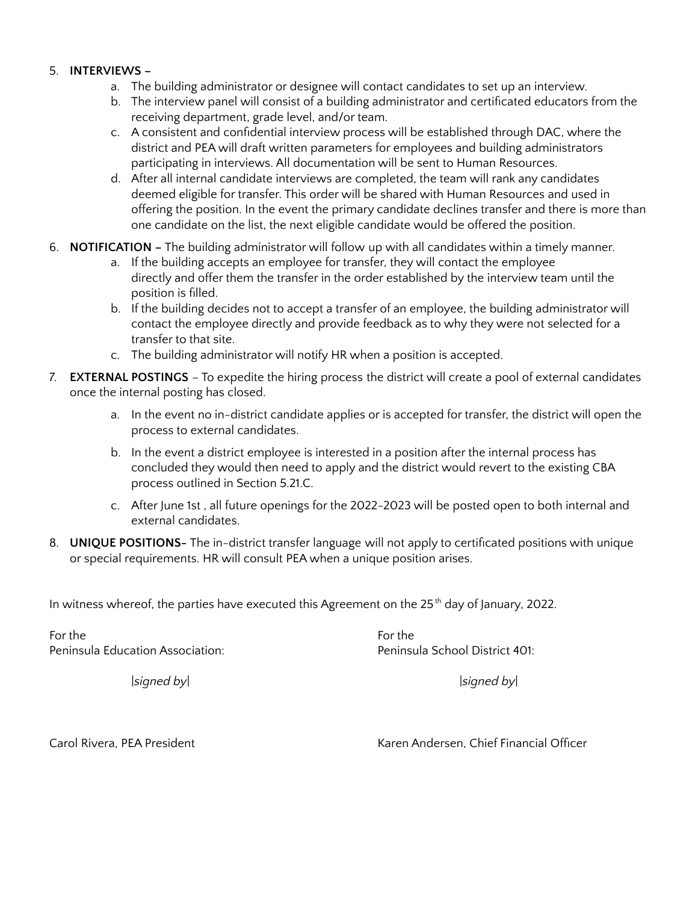5. **INTERVIEWS –**
    a. The building administrator or designee will contact candidates to set up an interview.
    b. The interview panel will consist of a building administrator and certificated educators from the receiving department, grade level, and/or team.
    c. A consistent and confidential interview process will be established through DAC, where the district and PEA will draft written parameters for employees and building administrators participating in interviews. All documentation will be sent to Human Resources.
    d. After all internal candidate interviews are completed, the team will rank any candidates deemed eligible for transfer. This order will be shared with Human Resources and used in offering the position. In the event the primary candidate declines transfer and there is more than one candidate on the list, the next eligible candidate would be offered the position.

6. **NOTIFICATION –** The building administrator will follow up with all candidates within a timely manner.
    a. If the building accepts an employee for transfer, they will contact the employee directly and offer them the transfer in the order established by the interview team until the position is filled.
    b. If the building decides not to accept a transfer of an employee, the building administrator will contact the employee directly and provide feedback as to why they were not selected for a transfer to that site.
    c. The building administrator will notify HR when a position is accepted.

7. **EXTERNAL POSTINGS** – To expedite the hiring process the district will create a pool of external candidates once the internal posting has closed.
    a. In the event no in-district candidate applies or is accepted for transfer, the district will open the process to external candidates.
    b. In the event a district employee is interested in a position after the internal process has concluded they would then need to apply and the district would revert to the existing CBA process outlined in Section 5.21.C.
    c. After June 1st , all future openings for the 2022-2023 will be posted open to both internal and external candidates.

8. **UNIQUE POSITIONS-** The in-district transfer language will not apply to certificated positions with unique or special requirements. HR will consult PEA when a unique position arises.

In witness whereof, the parties have executed this Agreement on the 25th day of January, 2022.

For the
Peninsula Education Association:

*|signed by|*

Carol Rivera, PEA President

For the
Peninsula School District 401:

*|signed by|*

Karen Andersen, Chief Financial Officer